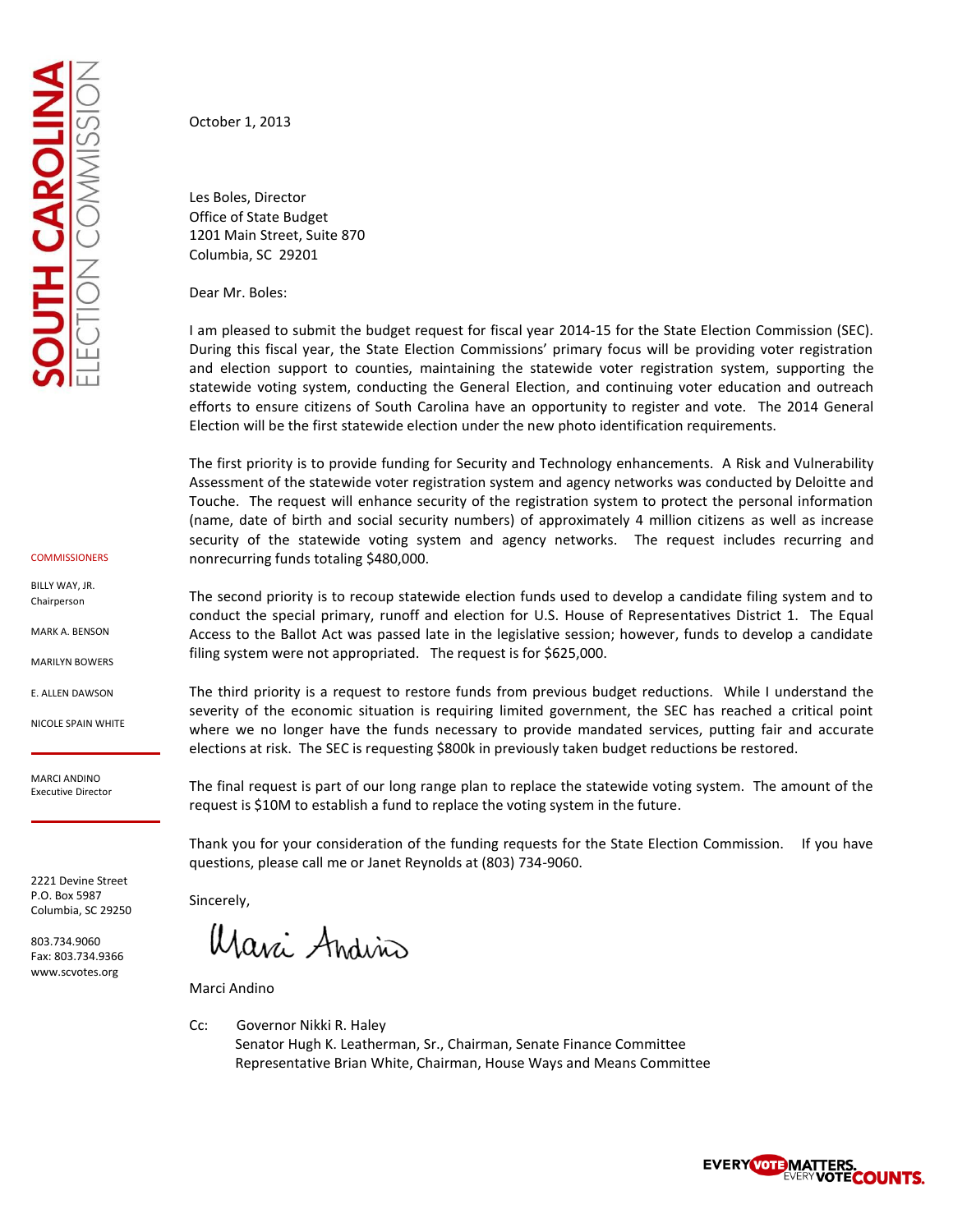# SOUTH CAROLINA ELECTION COMMISSION

COMMISSIONERS

BILLY WAY, JR.
Chairperson

MARK A. BENSON

MARILYN BOWERS

E. ALLEN DAWSON

NICOLE SPAIN WHITE

MARCI ANDINO
Executive Director

2221 Devine Street
P.O. Box 5987
Columbia, SC 29250

803.734.9060
Fax: 803.734.9366
www.scvotes.org

October 1, 2013

Les Boles, Director
Office of State Budget
1201 Main Street, Suite 870
Columbia, SC 29201

Dear Mr. Boles:

I am pleased to submit the budget request for fiscal year 2014-15 for the State Election Commission (SEC). During this fiscal year, the State Election Commissions' primary focus will be providing voter registration and election support to counties, maintaining the statewide voter registration system, supporting the statewide voting system, conducting the General Election, and continuing voter education and outreach efforts to ensure citizens of South Carolina have an opportunity to register and vote. The 2014 General Election will be the first statewide election under the new photo identification requirements.

The first priority is to provide funding for Security and Technology enhancements. A Risk and Vulnerability Assessment of the statewide voter registration system and agency networks was conducted by Deloitte and Touche. The request will enhance security of the registration system to protect the personal information (name, date of birth and social security numbers) of approximately 4 million citizens as well as increase security of the statewide voting system and agency networks. The request includes recurring and nonrecurring funds totaling $480,000.

The second priority is to recoup statewide election funds used to develop a candidate filing system and to conduct the special primary, runoff and election for U.S. House of Representatives District 1. The Equal Access to the Ballot Act was passed late in the legislative session; however, funds to develop a candidate filing system were not appropriated. The request is for $625,000.

The third priority is a request to restore funds from previous budget reductions. While I understand the severity of the economic situation is requiring limited government, the SEC has reached a critical point where we no longer have the funds necessary to provide mandated services, putting fair and accurate elections at risk. The SEC is requesting $800k in previously taken budget reductions be restored.

The final request is part of our long range plan to replace the statewide voting system. The amount of the request is $10M to establish a fund to replace the voting system in the future.

Thank you for your consideration of the funding requests for the State Election Commission. If you have questions, please call me or Janet Reynolds at (803) 734-9060.

Sincerely,

Marci Andino

Marci Andino

Cc: Governor Nikki R. Haley
Senator Hugh K. Leatherman, Sr., Chairman, Senate Finance Committee
Representative Brian White, Chairman, House Ways and Means Committee

EVERY VOTE MATTERS. EVERY VOTE COUNTS.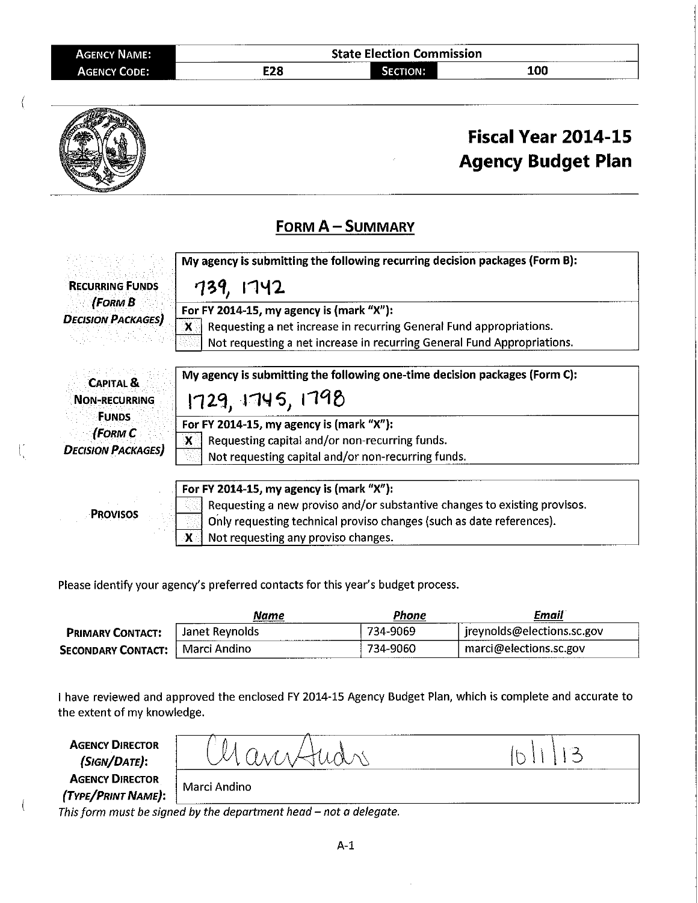| AGENCY NAME: | State Election Commission | | |
|---|---|---|---|
| AGENCY CODE: | E28 | SECTION: | 100 |

# Fiscal Year 2014-15 Agency Budget Plan

## FORM A – SUMMARY

| | |
|---|---|
| **RECURRING FUNDS** *(FORM B DECISION PACKAGES)* | **My agency is submitting the following recurring decision packages (Form B):** 739, 1742 |
| | **For FY 2014-15, my agency is (mark "X"):** |
| | X — Requesting a net increase in recurring General Fund appropriations. |
| | ☐ — Not requesting a net increase in recurring General Fund Appropriations. |

| | |
|---|---|
| **CAPITAL & NON-RECURRING FUNDS** *(FORM C DECISION PACKAGES)* | **My agency is submitting the following one-time decision packages (Form C):** 1729, 1745, 1798 |
| | **For FY 2014-15, my agency is (mark "X"):** |
| | X — Requesting capital and/or non-recurring funds. |
| | ☐ — Not requesting capital and/or non-recurring funds. |

| | |
|---|---|
| **PROVISOS** | **For FY 2014-15, my agency is (mark "X"):** |
| | ☐ — Requesting a new proviso and/or substantive changes to existing provisos. |
| | ☐ — Only requesting technical proviso changes (such as date references). |
| | X — Not requesting any proviso changes. |

Please identify your agency's preferred contacts for this year's budget process.

| | *Name* | *Phone* | *Email* |
|---|---|---|---|
| **PRIMARY CONTACT:** | Janet Reynolds | 734-9069 | jreynolds@elections.sc.gov |
| **SECONDARY CONTACT:** | Marci Andino | 734-9060 | marci@elections.sc.gov |

I have reviewed and approved the enclosed FY 2014-15 Agency Budget Plan, which is complete and accurate to the extent of my knowledge.

| | |
|---|---|
| **AGENCY DIRECTOR** *(SIGN/DATE)*: | Marci Andino (signature) 10/1/13 |
| **AGENCY DIRECTOR** *(TYPE/PRINT NAME)*: | Marci Andino |

*This form must be signed by the department head – not a delegate.*

A-1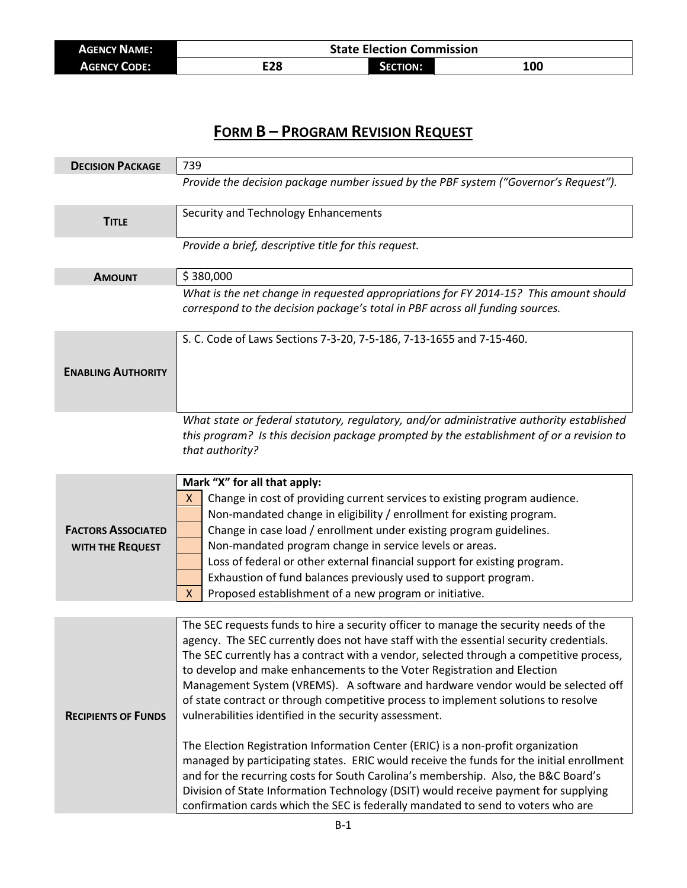| **Agency Name:** | State Election Commission | | |
|---|---|---|---|
| **Agency Code:** | E28 | **Section:** | 100 |

## Form B – Program Revision Request

| | |
|---|---|
| **Decision Package** | 739 |
| | *Provide the decision package number issued by the PBF system ("Governor's Request").* |
| **Title** | Security and Technology Enhancements |
| | *Provide a brief, descriptive title for this request.* |
| **Amount** | $ 380,000 |
| | *What is the net change in requested appropriations for FY 2014-15? This amount should correspond to the decision package's total in PBF across all funding sources.* |
| **Enabling Authority** | S. C. Code of Laws Sections 7-3-20, 7-5-186, 7-13-1655 and 7-15-460. |
| | *What state or federal statutory, regulatory, and/or administrative authority established this program? Is this decision package prompted by the establishment of or a revision to that authority?* |

**Factors Associated with the Request**

**Mark "X" for all that apply:**

| | |
|---|---|
| X | Change in cost of providing current services to existing program audience. |
| | Non-mandated change in eligibility / enrollment for existing program. |
| | Change in case load / enrollment under existing program guidelines. |
| | Non-mandated program change in service levels or areas. |
| | Loss of federal or other external financial support for existing program. |
| | Exhaustion of fund balances previously used to support program. |
| X | Proposed establishment of a new program or initiative. |

**Recipients of Funds**

The SEC requests funds to hire a security officer to manage the security needs of the agency. The SEC currently does not have staff with the essential security credentials. The SEC currently has a contract with a vendor, selected through a competitive process, to develop and make enhancements to the Voter Registration and Election Management System (VREMS). A software and hardware vendor would be selected off of state contract or through competitive process to implement solutions to resolve vulnerabilities identified in the security assessment.

The Election Registration Information Center (ERIC) is a non-profit organization managed by participating states. ERIC would receive the funds for the initial enrollment and for the recurring costs for South Carolina's membership. Also, the B&C Board's Division of State Information Technology (DSIT) would receive payment for supplying confirmation cards which the SEC is federally mandated to send to voters who are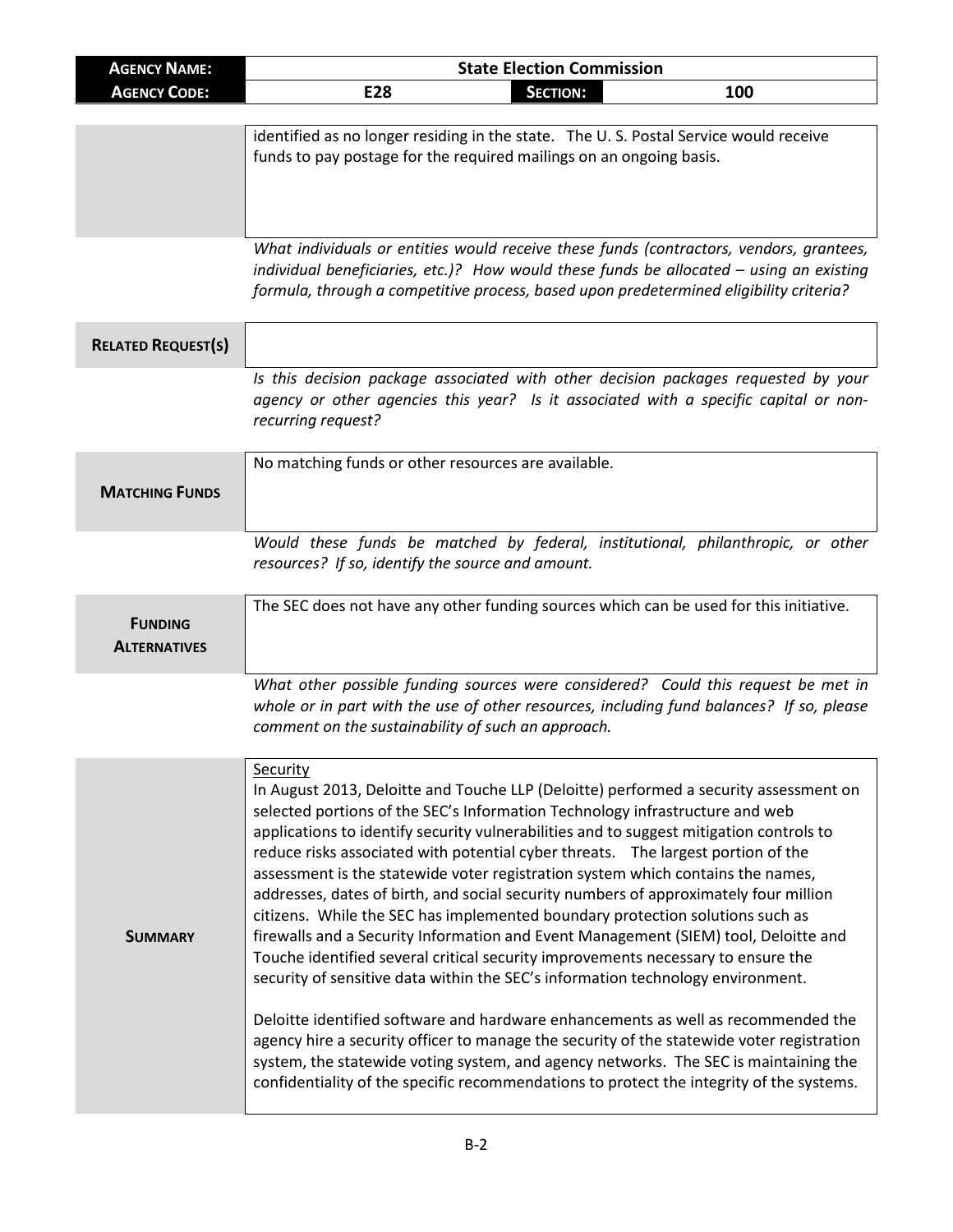| **AGENCY NAME:** | **State Election Commission** | | |
|---|---|---|---|
| **AGENCY CODE:** | **E28** | **SECTION:** | **100** |

identified as no longer residing in the state. The U. S. Postal Service would receive funds to pay postage for the required mailings on an ongoing basis.

*What individuals or entities would receive these funds (contractors, vendors, grantees, individual beneficiaries, etc.)? How would these funds be allocated – using an existing formula, through a competitive process, based upon predetermined eligibility criteria?*

**RELATED REQUEST(S)**

*Is this decision package associated with other decision packages requested by your agency or other agencies this year? Is it associated with a specific capital or non-recurring request?*

**MATCHING FUNDS**

No matching funds or other resources are available.

*Would these funds be matched by federal, institutional, philanthropic, or other resources? If so, identify the source and amount.*

**FUNDING ALTERNATIVES**

The SEC does not have any other funding sources which can be used for this initiative.

*What other possible funding sources were considered? Could this request be met in whole or in part with the use of other resources, including fund balances? If so, please comment on the sustainability of such an approach.*

**SUMMARY**

Security

In August 2013, Deloitte and Touche LLP (Deloitte) performed a security assessment on selected portions of the SEC's Information Technology infrastructure and web applications to identify security vulnerabilities and to suggest mitigation controls to reduce risks associated with potential cyber threats. The largest portion of the assessment is the statewide voter registration system which contains the names, addresses, dates of birth, and social security numbers of approximately four million citizens. While the SEC has implemented boundary protection solutions such as firewalls and a Security Information and Event Management (SIEM) tool, Deloitte and Touche identified several critical security improvements necessary to ensure the security of sensitive data within the SEC's information technology environment.

Deloitte identified software and hardware enhancements as well as recommended the agency hire a security officer to manage the security of the statewide voter registration system, the statewide voting system, and agency networks. The SEC is maintaining the confidentiality of the specific recommendations to protect the integrity of the systems.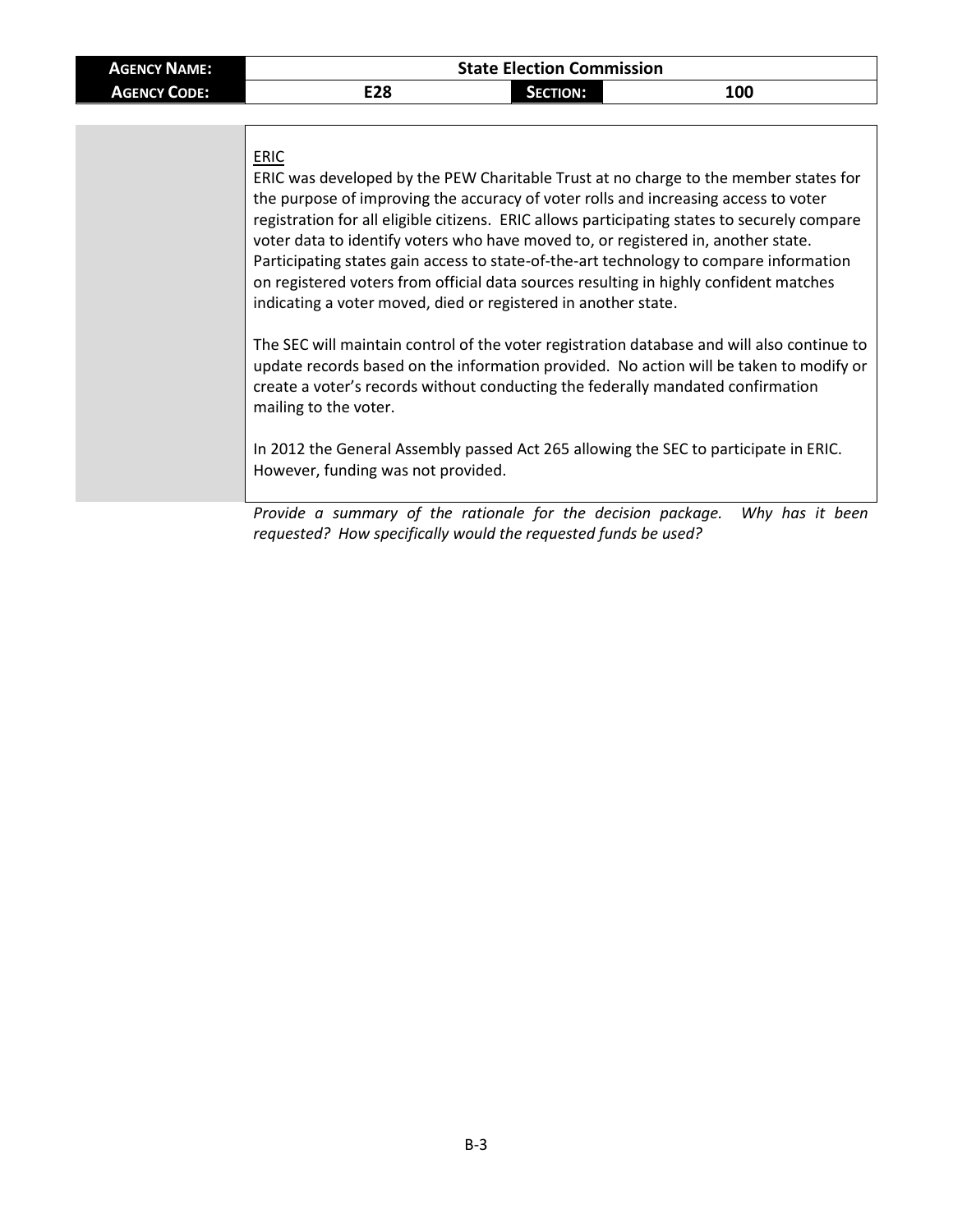| **AGENCY NAME:** | State Election Commission | | |
|---|---|---|---|
| **AGENCY CODE:** | E28 | **SECTION:** | 100 |

ERIC

ERIC was developed by the PEW Charitable Trust at no charge to the member states for the purpose of improving the accuracy of voter rolls and increasing access to voter registration for all eligible citizens. ERIC allows participating states to securely compare voter data to identify voters who have moved to, or registered in, another state. Participating states gain access to state-of-the-art technology to compare information on registered voters from official data sources resulting in highly confident matches indicating a voter moved, died or registered in another state.

The SEC will maintain control of the voter registration database and will also continue to update records based on the information provided. No action will be taken to modify or create a voter's records without conducting the federally mandated confirmation mailing to the voter.

In 2012 the General Assembly passed Act 265 allowing the SEC to participate in ERIC. However, funding was not provided.

*Provide a summary of the rationale for the decision package. Why has it been requested? How specifically would the requested funds be used?*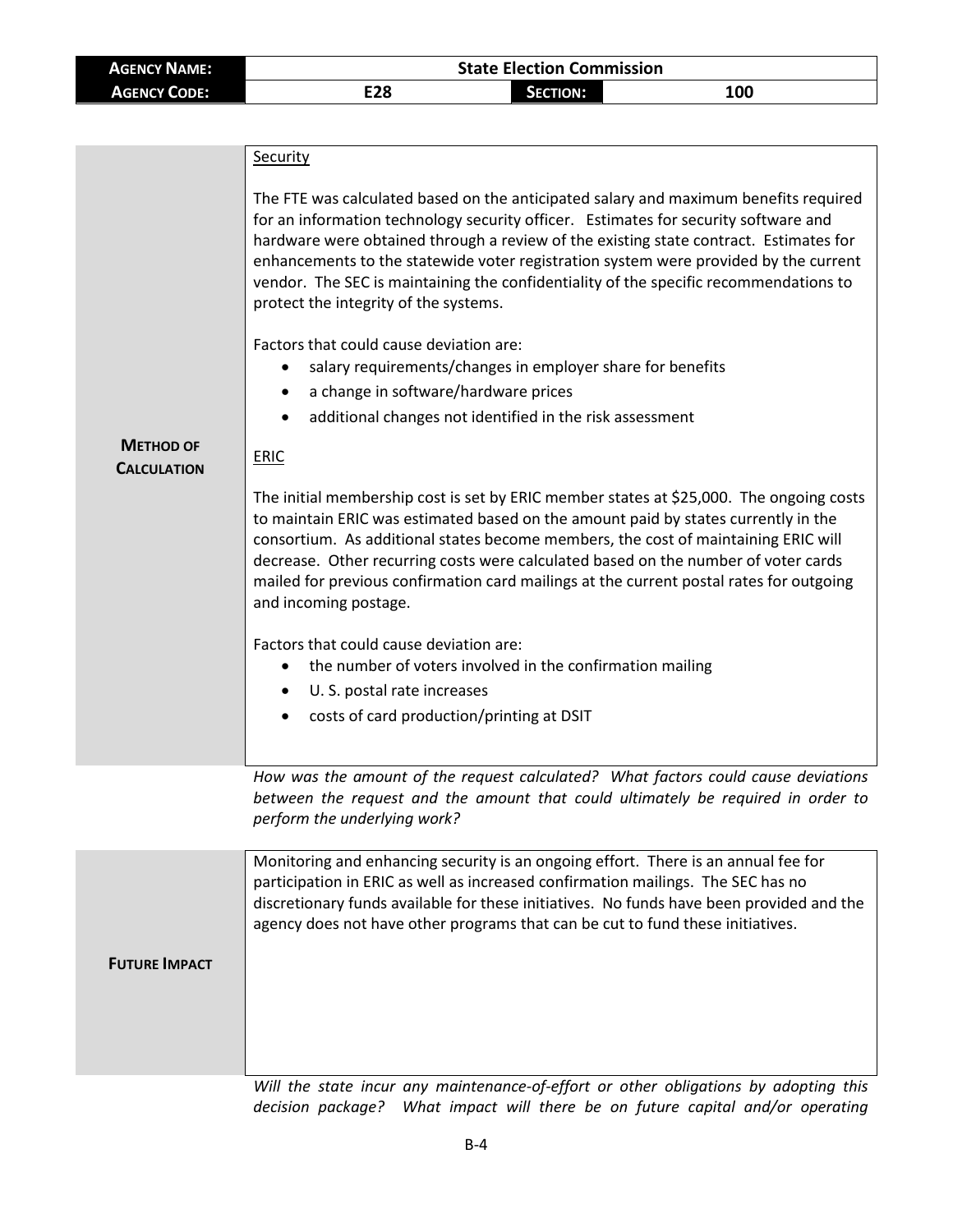| **Agency Name:** | State Election Commission | | |
|---|---|---|---|
| **Agency Code:** | E28 | **Section:** | 100 |

**Method of Calculation**

Security

The FTE was calculated based on the anticipated salary and maximum benefits required for an information technology security officer. Estimates for security software and hardware were obtained through a review of the existing state contract. Estimates for enhancements to the statewide voter registration system were provided by the current vendor. The SEC is maintaining the confidentiality of the specific recommendations to protect the integrity of the systems.

Factors that could cause deviation are:

- salary requirements/changes in employer share for benefits
- a change in software/hardware prices
- additional changes not identified in the risk assessment

ERIC

The initial membership cost is set by ERIC member states at $25,000. The ongoing costs to maintain ERIC was estimated based on the amount paid by states currently in the consortium. As additional states become members, the cost of maintaining ERIC will decrease. Other recurring costs were calculated based on the number of voter cards mailed for previous confirmation card mailings at the current postal rates for outgoing and incoming postage.

Factors that could cause deviation are:

- the number of voters involved in the confirmation mailing
- U. S. postal rate increases
- costs of card production/printing at DSIT

*How was the amount of the request calculated? What factors could cause deviations between the request and the amount that could ultimately be required in order to perform the underlying work?*

**Future Impact**

Monitoring and enhancing security is an ongoing effort. There is an annual fee for participation in ERIC as well as increased confirmation mailings. The SEC has no discretionary funds available for these initiatives. No funds have been provided and the agency does not have other programs that can be cut to fund these initiatives.

*Will the state incur any maintenance-of-effort or other obligations by adopting this decision package? What impact will there be on future capital and/or operating*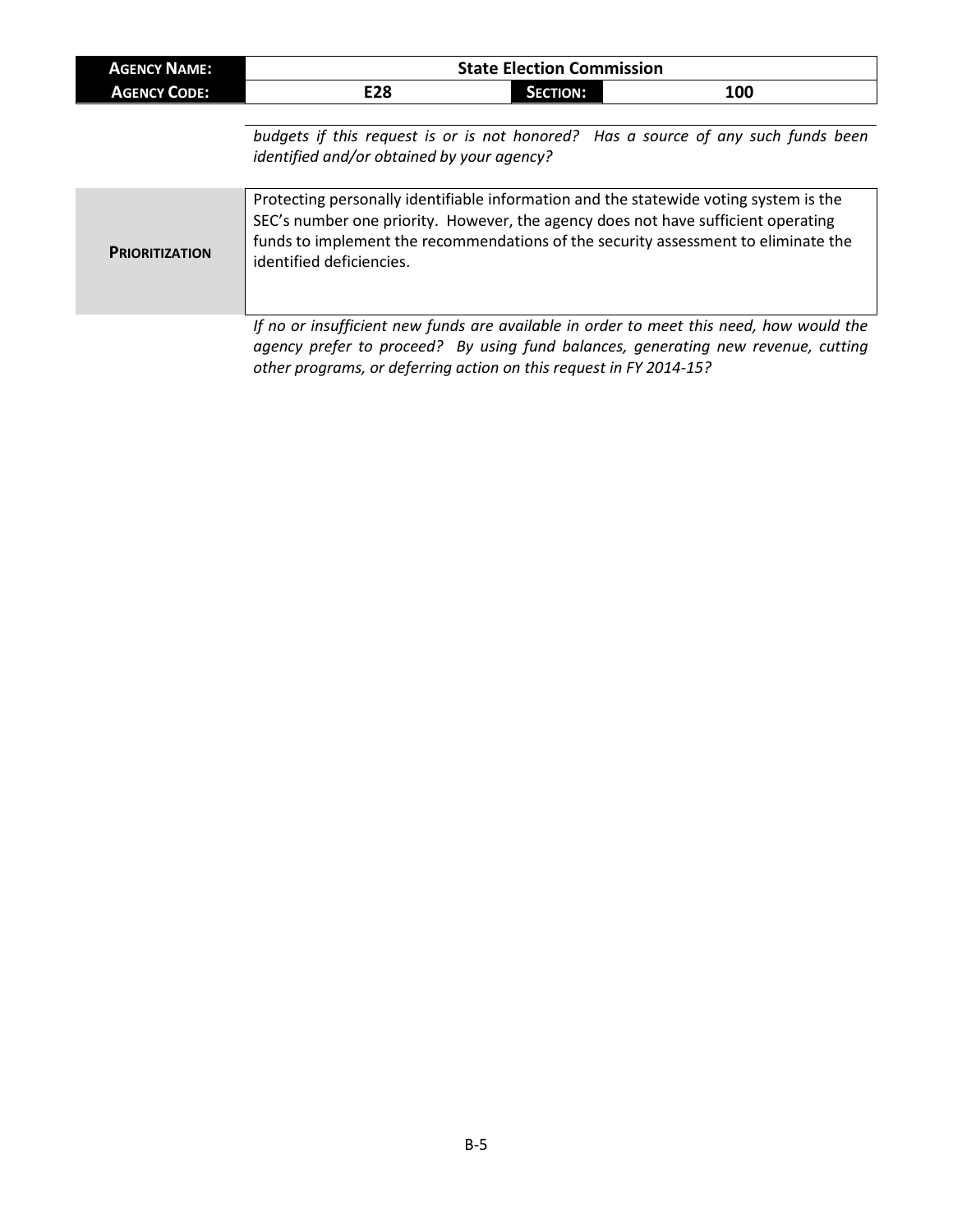| **Agency Name:** | **State Election Commission** | | |
|---|---|---|---|
| **Agency Code:** | **E28** | **Section:** | **100** |

*budgets if this request is or is not honored? Has a source of any such funds been identified and/or obtained by your agency?*

| | |
|---|---|
| **Prioritization** | Protecting personally identifiable information and the statewide voting system is the SEC's number one priority. However, the agency does not have sufficient operating funds to implement the recommendations of the security assessment to eliminate the identified deficiencies. |

*If no or insufficient new funds are available in order to meet this need, how would the agency prefer to proceed? By using fund balances, generating new revenue, cutting other programs, or deferring action on this request in FY 2014-15?*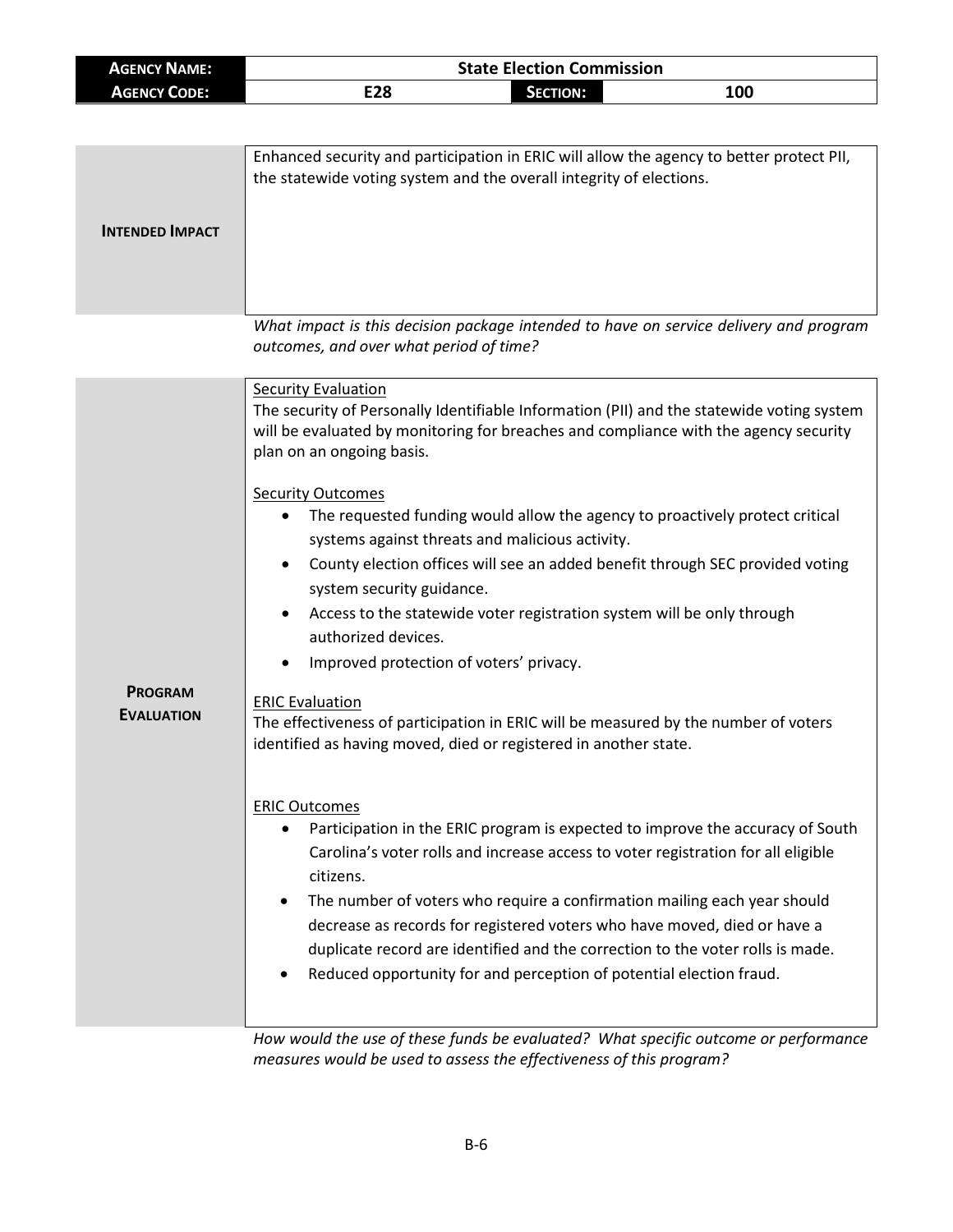| AGENCY NAME: | State Election Commission | | |
|---|---|---|---|
| AGENCY CODE: | E28 | SECTION: | 100 |

| | |
|---|---|
| **INTENDED IMPACT** | Enhanced security and participation in ERIC will allow the agency to better protect PII, the statewide voting system and the overall integrity of elections. |

*What impact is this decision package intended to have on service delivery and program outcomes, and over what period of time?*

**PROGRAM EVALUATION**

Security Evaluation

The security of Personally Identifiable Information (PII) and the statewide voting system will be evaluated by monitoring for breaches and compliance with the agency security plan on an ongoing basis.

Security Outcomes

- The requested funding would allow the agency to proactively protect critical systems against threats and malicious activity.
- County election offices will see an added benefit through SEC provided voting system security guidance.
- Access to the statewide voter registration system will be only through authorized devices.
- Improved protection of voters' privacy.

ERIC Evaluation

The effectiveness of participation in ERIC will be measured by the number of voters identified as having moved, died or registered in another state.

ERIC Outcomes

- Participation in the ERIC program is expected to improve the accuracy of South Carolina's voter rolls and increase access to voter registration for all eligible citizens.
- The number of voters who require a confirmation mailing each year should decrease as records for registered voters who have moved, died or have a duplicate record are identified and the correction to the voter rolls is made.
- Reduced opportunity for and perception of potential election fraud.

*How would the use of these funds be evaluated? What specific outcome or performance measures would be used to assess the effectiveness of this program?*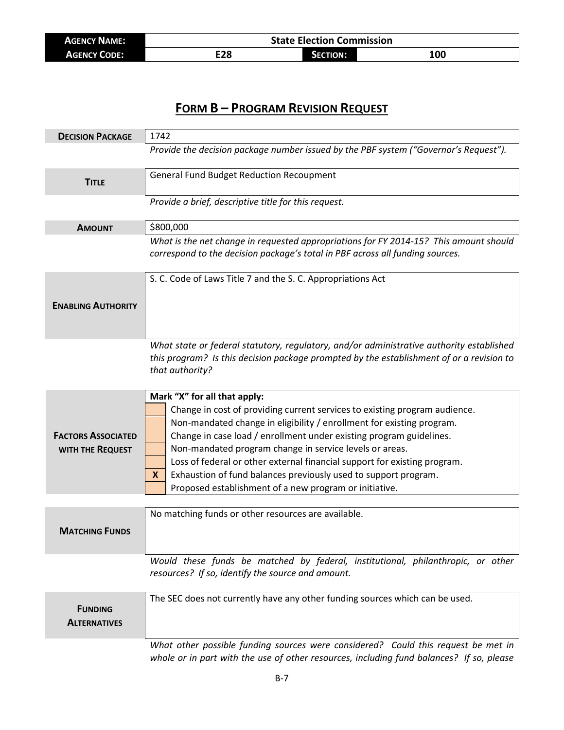| **AGENCY NAME:** | State Election Commission | | |
|---|---|---|---|
| **AGENCY CODE:** | E28 | **SECTION:** | 100 |

## FORM B – PROGRAM REVISION REQUEST

| | |
|---|---|
| **DECISION PACKAGE** | 1742 |
| | *Provide the decision package number issued by the PBF system ("Governor's Request").* |
| **TITLE** | General Fund Budget Reduction Recoupment |
| | *Provide a brief, descriptive title for this request.* |
| **AMOUNT** | $800,000 |
| | *What is the net change in requested appropriations for FY 2014-15? This amount should correspond to the decision package's total in PBF across all funding sources.* |
| **ENABLING AUTHORITY** | S. C. Code of Laws Title 7 and the S. C. Appropriations Act |
| | *What state or federal statutory, regulatory, and/or administrative authority established this program? Is this decision package prompted by the establishment of or a revision to that authority?* |

**FACTORS ASSOCIATED WITH THE REQUEST**

**Mark "X" for all that apply:**

| | |
|---|---|
| | Change in cost of providing current services to existing program audience. |
| | Non-mandated change in eligibility / enrollment for existing program. |
| | Change in case load / enrollment under existing program guidelines. |
| | Non-mandated program change in service levels or areas. |
| | Loss of federal or other external financial support for existing program. |
| **X** | Exhaustion of fund balances previously used to support program. |
| | Proposed establishment of a new program or initiative. |

| | |
|---|---|
| **MATCHING FUNDS** | No matching funds or other resources are available. |
| | *Would these funds be matched by federal, institutional, philanthropic, or other resources? If so, identify the source and amount.* |
| **FUNDING ALTERNATIVES** | The SEC does not currently have any other funding sources which can be used. |
| | *What other possible funding sources were considered? Could this request be met in whole or in part with the use of other resources, including fund balances? If so, please* |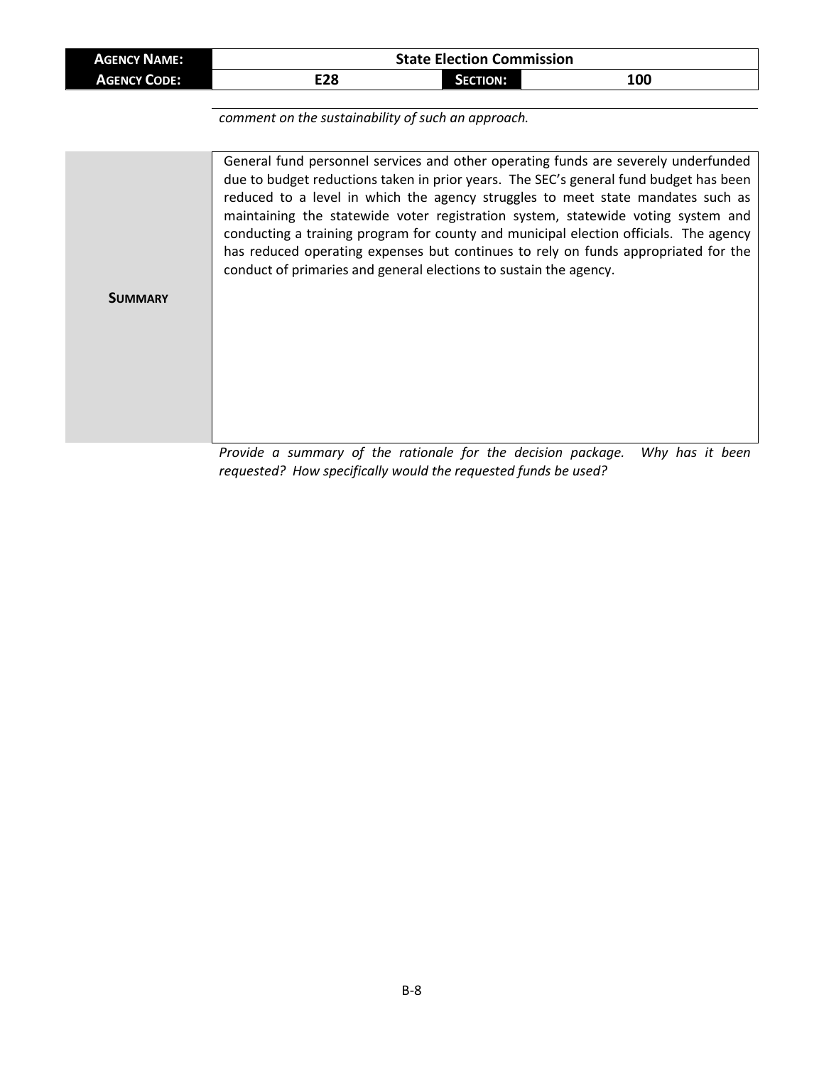| **AGENCY NAME:** | State Election Commission | | |
| --- | --- | --- | --- |
| **AGENCY CODE:** | E28 | **SECTION:** | 100 |

*comment on the sustainability of such an approach.*

| | |
| --- | --- |
| **SUMMARY** | General fund personnel services and other operating funds are severely underfunded due to budget reductions taken in prior years. The SEC's general fund budget has been reduced to a level in which the agency struggles to meet state mandates such as maintaining the statewide voter registration system, statewide voting system and conducting a training program for county and municipal election officials. The agency has reduced operating expenses but continues to rely on funds appropriated for the conduct of primaries and general elections to sustain the agency. |

*Provide a summary of the rationale for the decision package. Why has it been requested? How specifically would the requested funds be used?*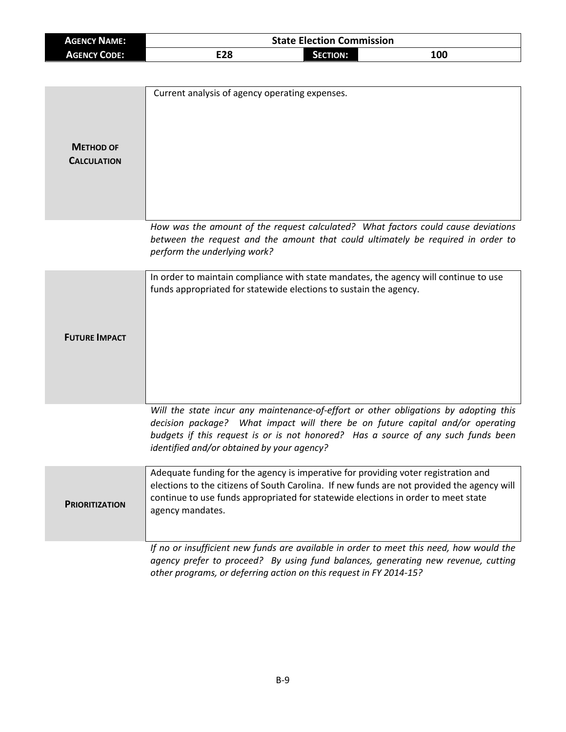| **AGENCY NAME:** | State Election Commission | | |
| --- | --- | --- | --- |
| **AGENCY CODE:** | E28 | **SECTION:** | 100 |

| | |
| --- | --- |
| **METHOD OF CALCULATION** | Current analysis of agency operating expenses. |

*How was the amount of the request calculated? What factors could cause deviations between the request and the amount that could ultimately be required in order to perform the underlying work?*

| | |
| --- | --- |
| **FUTURE IMPACT** | In order to maintain compliance with state mandates, the agency will continue to use funds appropriated for statewide elections to sustain the agency. |

*Will the state incur any maintenance-of-effort or other obligations by adopting this decision package? What impact will there be on future capital and/or operating budgets if this request is or is not honored? Has a source of any such funds been identified and/or obtained by your agency?*

| | |
| --- | --- |
| **PRIORITIZATION** | Adequate funding for the agency is imperative for providing voter registration and elections to the citizens of South Carolina. If new funds are not provided the agency will continue to use funds appropriated for statewide elections in order to meet state agency mandates. |

*If no or insufficient new funds are available in order to meet this need, how would the agency prefer to proceed? By using fund balances, generating new revenue, cutting other programs, or deferring action on this request in FY 2014-15?*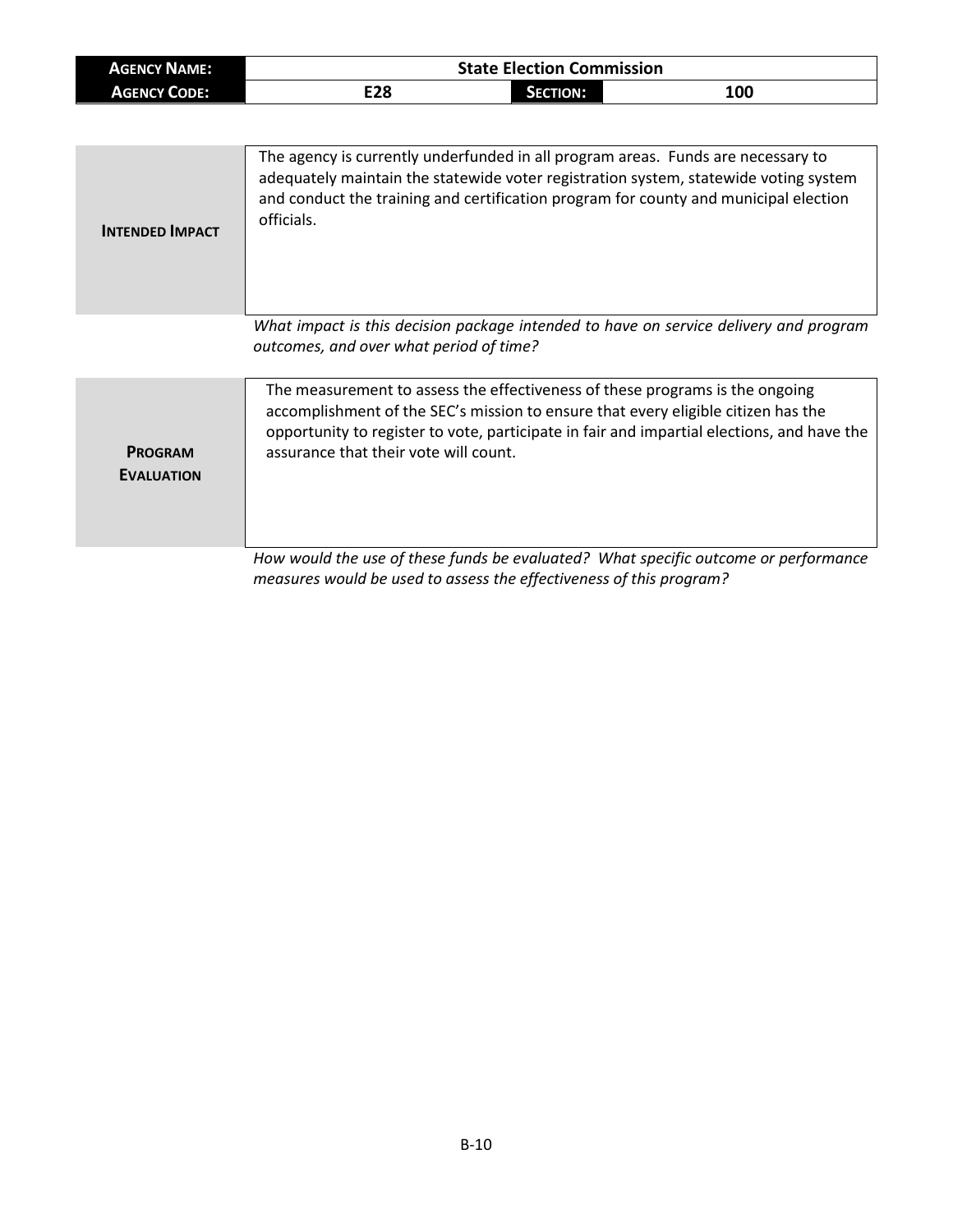| **AGENCY NAME:** | State Election Commission | | |
|---|---|---|---|
| **AGENCY CODE:** | E28 | **SECTION:** | 100 |

| | |
|---|---|
| **INTENDED IMPACT** | The agency is currently underfunded in all program areas. Funds are necessary to adequately maintain the statewide voter registration system, statewide voting system and conduct the training and certification program for county and municipal election officials. |

*What impact is this decision package intended to have on service delivery and program outcomes, and over what period of time?*

| | |
|---|---|
| **PROGRAM EVALUATION** | The measurement to assess the effectiveness of these programs is the ongoing accomplishment of the SEC's mission to ensure that every eligible citizen has the opportunity to register to vote, participate in fair and impartial elections, and have the assurance that their vote will count. |

*How would the use of these funds be evaluated? What specific outcome or performance measures would be used to assess the effectiveness of this program?*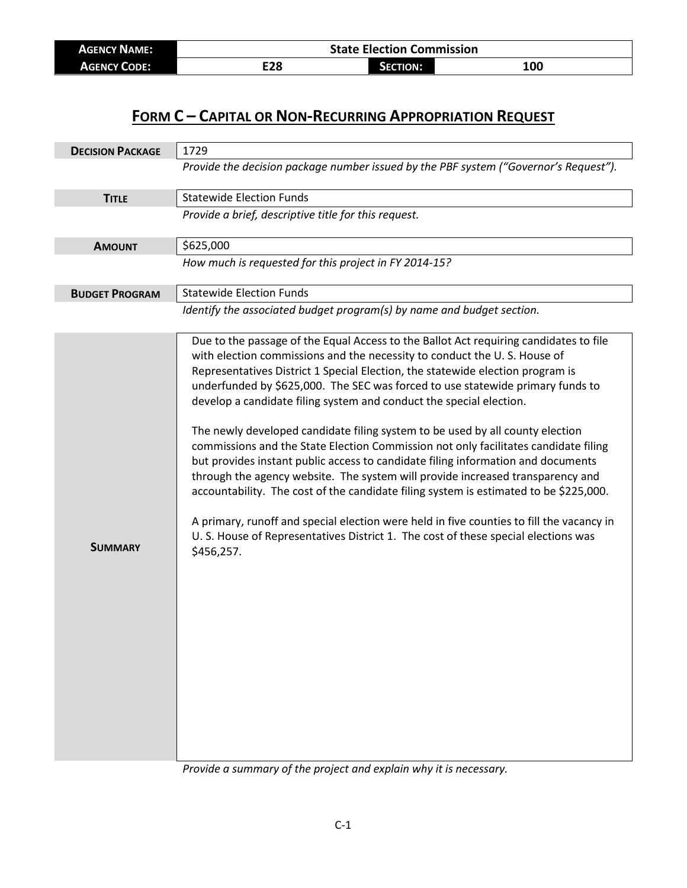| **AGENCY NAME:** | State Election Commission | | |
|---|---|---|---|
| **AGENCY CODE:** | E28 | **SECTION:** | 100 |

# FORM C – CAPITAL OR NON-RECURRING APPROPRIATION REQUEST

| | |
|---|---|
| **DECISION PACKAGE** | 1729 |
| | *Provide the decision package number issued by the PBF system ("Governor's Request").* |
| **TITLE** | Statewide Election Funds |
| | *Provide a brief, descriptive title for this request.* |
| **AMOUNT** | $625,000 |
| | *How much is requested for this project in FY 2014-15?* |
| **BUDGET PROGRAM** | Statewide Election Funds |
| | *Identify the associated budget program(s) by name and budget section.* |
| **SUMMARY** | Due to the passage of the Equal Access to the Ballot Act requiring candidates to file with election commissions and the necessity to conduct the U. S. House of Representatives District 1 Special Election, the statewide election program is underfunded by $625,000. The SEC was forced to use statewide primary funds to develop a candidate filing system and conduct the special election.<br><br>The newly developed candidate filing system to be used by all county election commissions and the State Election Commission not only facilitates candidate filing but provides instant public access to candidate filing information and documents through the agency website. The system will provide increased transparency and accountability. The cost of the candidate filing system is estimated to be $225,000.<br><br>A primary, runoff and special election were held in five counties to fill the vacancy in U. S. House of Representatives District 1. The cost of these special elections was $456,257. |
| | *Provide a summary of the project and explain why it is necessary.* |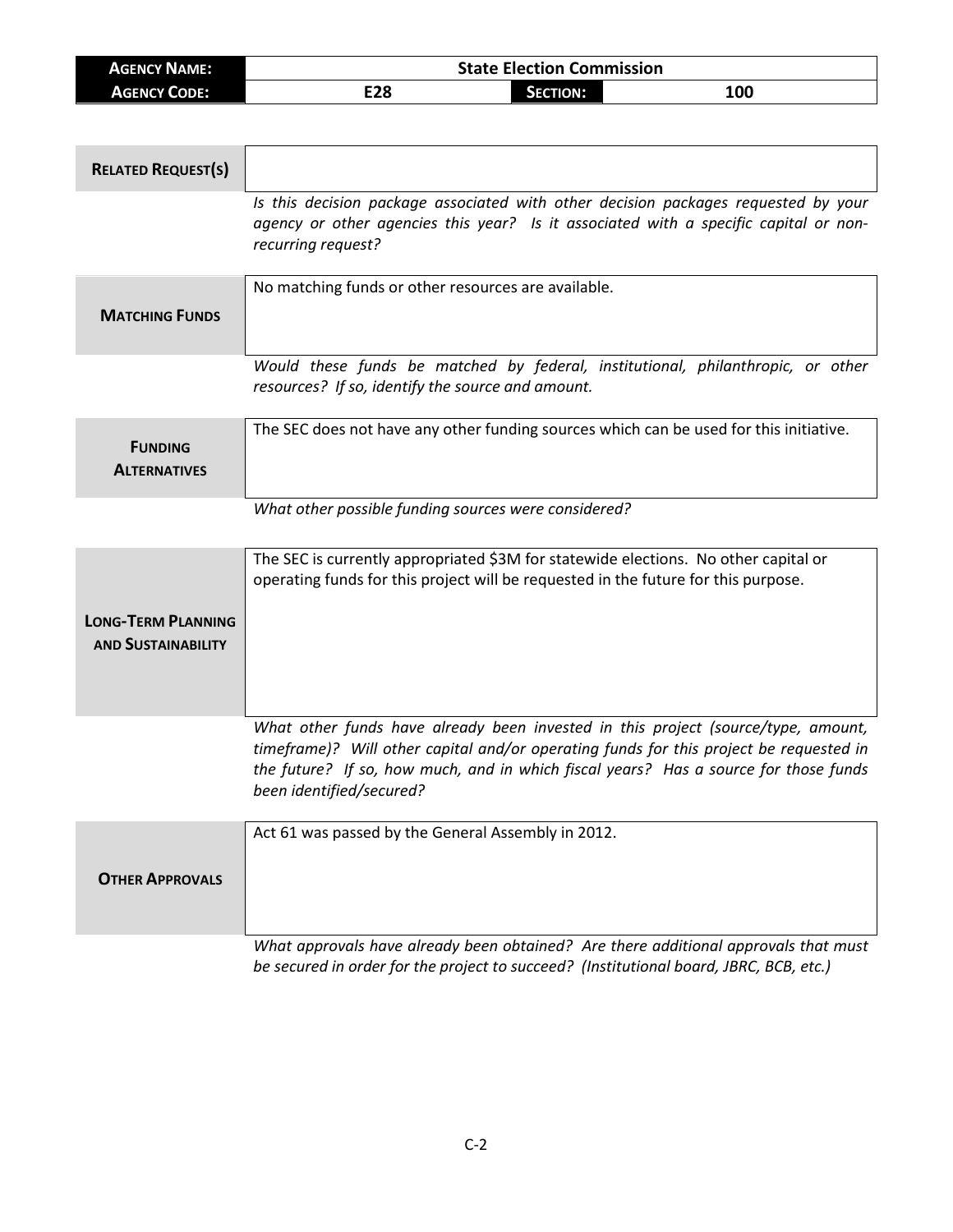| **AGENCY NAME:** | State Election Commission | | |
|---|---|---|---|
| **AGENCY CODE:** | E28 | **SECTION:** | 100 |

| | |
|---|---|
| **RELATED REQUEST(S)** | |
| | *Is this decision package associated with other decision packages requested by your agency or other agencies this year? Is it associated with a specific capital or non-recurring request?* |
| **MATCHING FUNDS** | No matching funds or other resources are available. |
| | *Would these funds be matched by federal, institutional, philanthropic, or other resources? If so, identify the source and amount.* |
| **FUNDING ALTERNATIVES** | The SEC does not have any other funding sources which can be used for this initiative. |
| | *What other possible funding sources were considered?* |
| **LONG-TERM PLANNING AND SUSTAINABILITY** | The SEC is currently appropriated $3M for statewide elections. No other capital or operating funds for this project will be requested in the future for this purpose. |
| | *What other funds have already been invested in this project (source/type, amount, timeframe)? Will other capital and/or operating funds for this project be requested in the future? If so, how much, and in which fiscal years? Has a source for those funds been identified/secured?* |
| **OTHER APPROVALS** | Act 61 was passed by the General Assembly in 2012. |
| | *What approvals have already been obtained? Are there additional approvals that must be secured in order for the project to succeed? (Institutional board, JBRC, BCB, etc.)* |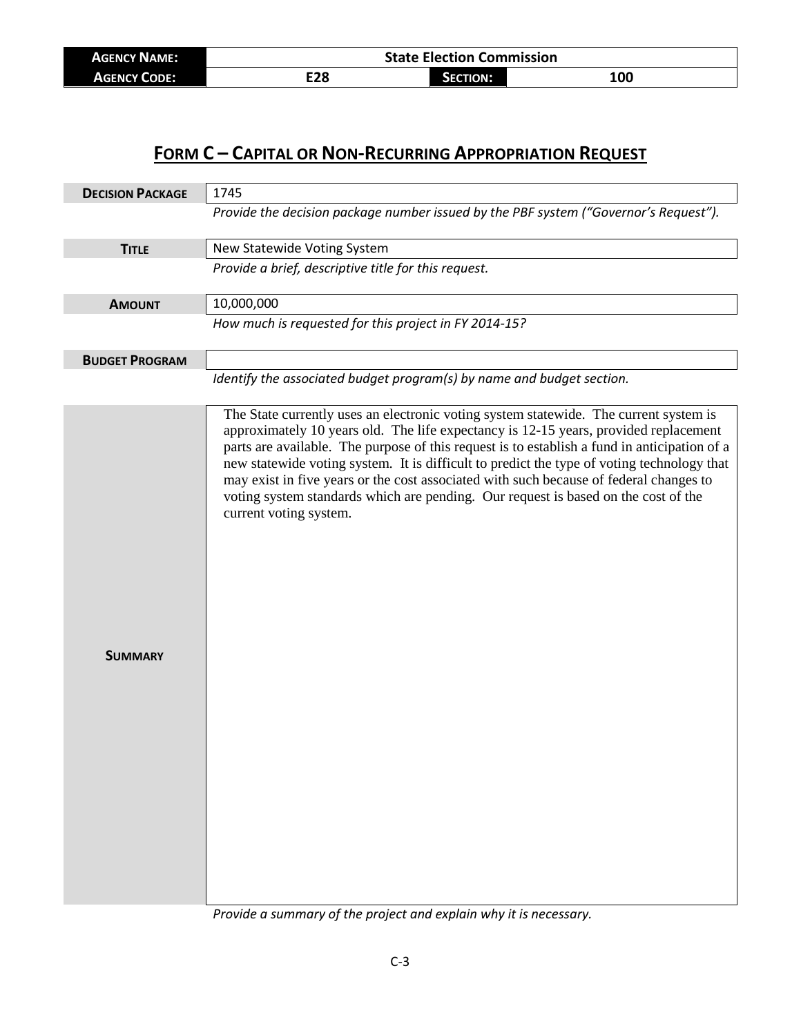| **AGENCY NAME:** | State Election Commission | | |
|---|---|---|---|
| **AGENCY CODE:** | E28 | **SECTION:** | 100 |

# FORM C – CAPITAL OR NON-RECURRING APPROPRIATION REQUEST

| | |
|---|---|
| **DECISION PACKAGE** | 1745 |
| | *Provide the decision package number issued by the PBF system ("Governor's Request").* |
| **TITLE** | New Statewide Voting System |
| | *Provide a brief, descriptive title for this request.* |
| **AMOUNT** | 10,000,000 |
| | *How much is requested for this project in FY 2014-15?* |
| **BUDGET PROGRAM** | |
| | *Identify the associated budget program(s) by name and budget section.* |
| **SUMMARY** | The State currently uses an electronic voting system statewide. The current system is approximately 10 years old. The life expectancy is 12-15 years, provided replacement parts are available. The purpose of this request is to establish a fund in anticipation of a new statewide voting system. It is difficult to predict the type of voting technology that may exist in five years or the cost associated with such because of federal changes to voting system standards which are pending. Our request is based on the cost of the current voting system. |
| | *Provide a summary of the project and explain why it is necessary.* |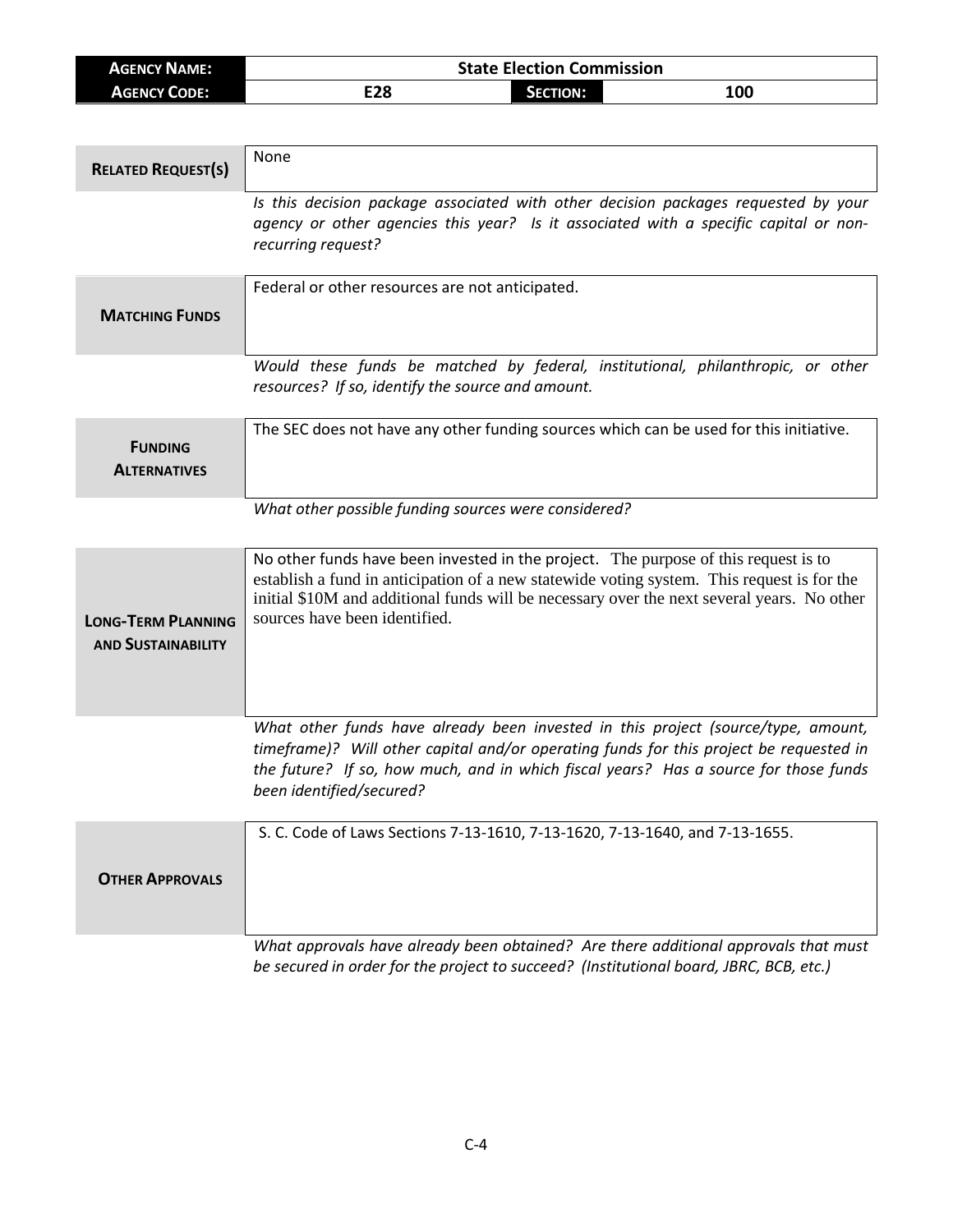| **AGENCY NAME:** | State Election Commission | | |
| --- | --- | --- | --- |
| **AGENCY CODE:** | E28 | **SECTION:** | 100 |

| | |
| --- | --- |
| **RELATED REQUEST(S)** | None |
| | *Is this decision package associated with other decision packages requested by your agency or other agencies this year? Is it associated with a specific capital or non-recurring request?* |
| **MATCHING FUNDS** | Federal or other resources are not anticipated. |
| | *Would these funds be matched by federal, institutional, philanthropic, or other resources? If so, identify the source and amount.* |
| **FUNDING ALTERNATIVES** | The SEC does not have any other funding sources which can be used for this initiative. |
| | *What other possible funding sources were considered?* |
| **LONG-TERM PLANNING AND SUSTAINABILITY** | No other funds have been invested in the project. The purpose of this request is to establish a fund in anticipation of a new statewide voting system. This request is for the initial $10M and additional funds will be necessary over the next several years. No other sources have been identified. |
| | *What other funds have already been invested in this project (source/type, amount, timeframe)? Will other capital and/or operating funds for this project be requested in the future? If so, how much, and in which fiscal years? Has a source for those funds been identified/secured?* |
| **OTHER APPROVALS** | S. C. Code of Laws Sections 7-13-1610, 7-13-1620, 7-13-1640, and 7-13-1655. |
| | *What approvals have already been obtained? Are there additional approvals that must be secured in order for the project to succeed? (Institutional board, JBRC, BCB, etc.)* |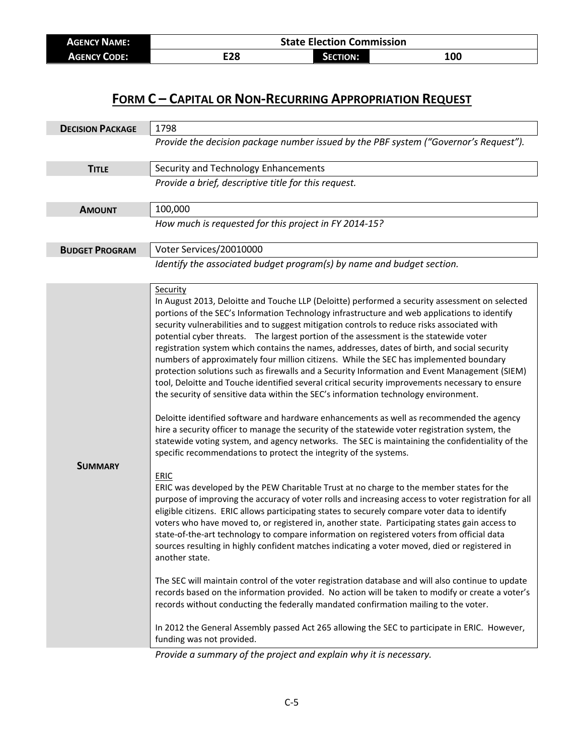| **AGENCY NAME:** | State Election Commission | | |
|---|---|---|---|
| **AGENCY CODE:** | E28 | **SECTION:** | 100 |

# FORM C – CAPITAL OR NON-RECURRING APPROPRIATION REQUEST

| | |
|---|---|
| **DECISION PACKAGE** | 1798 |
| | *Provide the decision package number issued by the PBF system ("Governor's Request").* |
| **TITLE** | Security and Technology Enhancements |
| | *Provide a brief, descriptive title for this request.* |
| **AMOUNT** | 100,000 |
| | *How much is requested for this project in FY 2014-15?* |
| **BUDGET PROGRAM** | Voter Services/20010000 |
| | *Identify the associated budget program(s) by name and budget section.* |

**SUMMARY**

Security

In August 2013, Deloitte and Touche LLP (Deloitte) performed a security assessment on selected portions of the SEC's Information Technology infrastructure and web applications to identify security vulnerabilities and to suggest mitigation controls to reduce risks associated with potential cyber threats. The largest portion of the assessment is the statewide voter registration system which contains the names, addresses, dates of birth, and social security numbers of approximately four million citizens. While the SEC has implemented boundary protection solutions such as firewalls and a Security Information and Event Management (SIEM) tool, Deloitte and Touche identified several critical security improvements necessary to ensure the security of sensitive data within the SEC's information technology environment.

Deloitte identified software and hardware enhancements as well as recommended the agency hire a security officer to manage the security of the statewide voter registration system, the statewide voting system, and agency networks. The SEC is maintaining the confidentiality of the specific recommendations to protect the integrity of the systems.

ERIC

ERIC was developed by the PEW Charitable Trust at no charge to the member states for the purpose of improving the accuracy of voter rolls and increasing access to voter registration for all eligible citizens. ERIC allows participating states to securely compare voter data to identify voters who have moved to, or registered in, another state. Participating states gain access to state-of-the-art technology to compare information on registered voters from official data sources resulting in highly confident matches indicating a voter moved, died or registered in another state.

The SEC will maintain control of the voter registration database and will also continue to update records based on the information provided. No action will be taken to modify or create a voter's records without conducting the federally mandated confirmation mailing to the voter.

In 2012 the General Assembly passed Act 265 allowing the SEC to participate in ERIC. However, funding was not provided.

*Provide a summary of the project and explain why it is necessary.*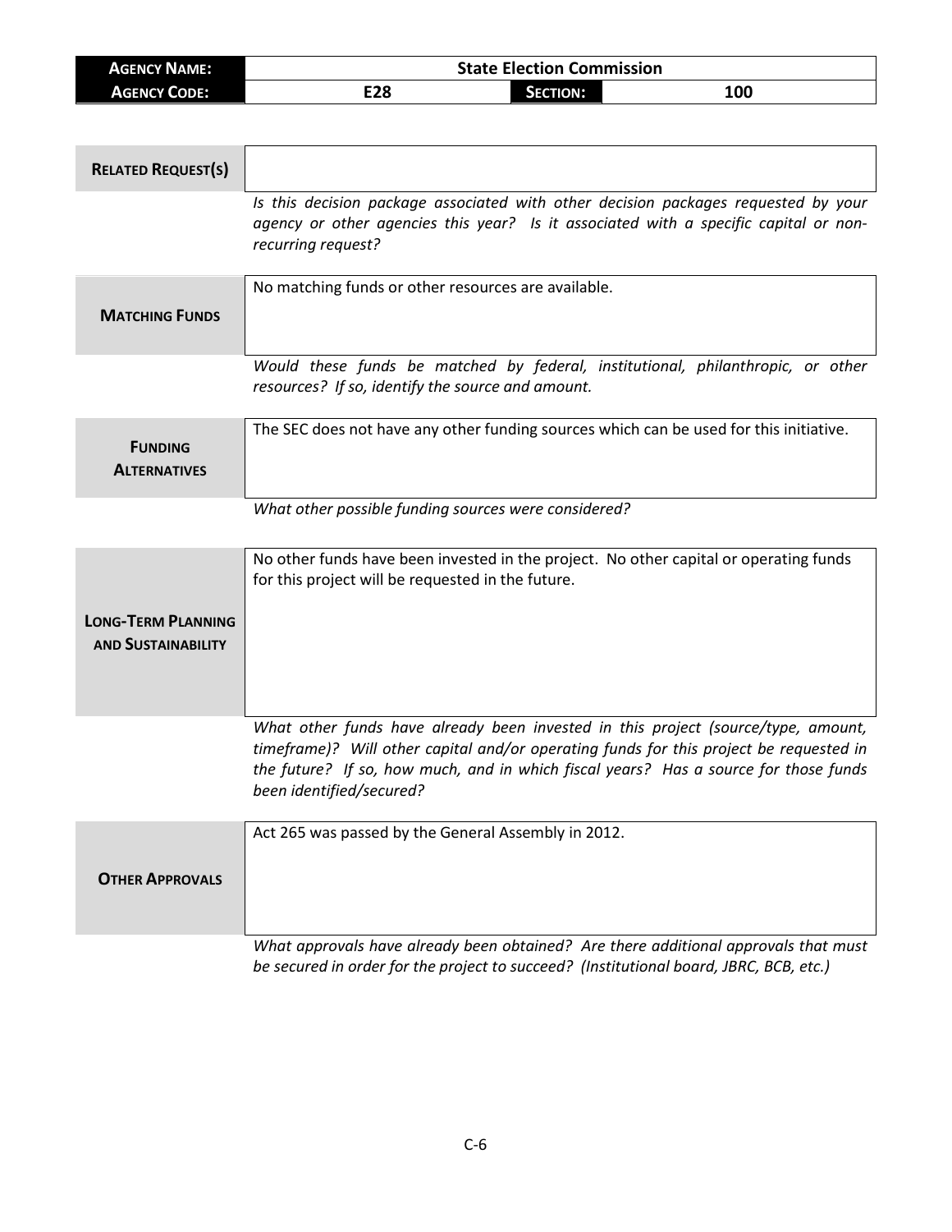| | | | |
|---|---|---|---|
| **AGENCY NAME:** | State Election Commission | | |
| **AGENCY CODE:** | E28 | **SECTION:** | 100 |

| | |
|---|---|
| **RELATED REQUEST(S)** | |
| | *Is this decision package associated with other decision packages requested by your agency or other agencies this year? Is it associated with a specific capital or non-recurring request?* |
| **MATCHING FUNDS** | No matching funds or other resources are available. |
| | *Would these funds be matched by federal, institutional, philanthropic, or other resources? If so, identify the source and amount.* |
| **FUNDING ALTERNATIVES** | The SEC does not have any other funding sources which can be used for this initiative. |
| | *What other possible funding sources were considered?* |
| **LONG-TERM PLANNING AND SUSTAINABILITY** | No other funds have been invested in the project. No other capital or operating funds for this project will be requested in the future. |
| | *What other funds have already been invested in this project (source/type, amount, timeframe)? Will other capital and/or operating funds for this project be requested in the future? If so, how much, and in which fiscal years? Has a source for those funds been identified/secured?* |
| **OTHER APPROVALS** | Act 265 was passed by the General Assembly in 2012. |
| | *What approvals have already been obtained? Are there additional approvals that must be secured in order for the project to succeed? (Institutional board, JBRC, BCB, etc.)* |

C-6